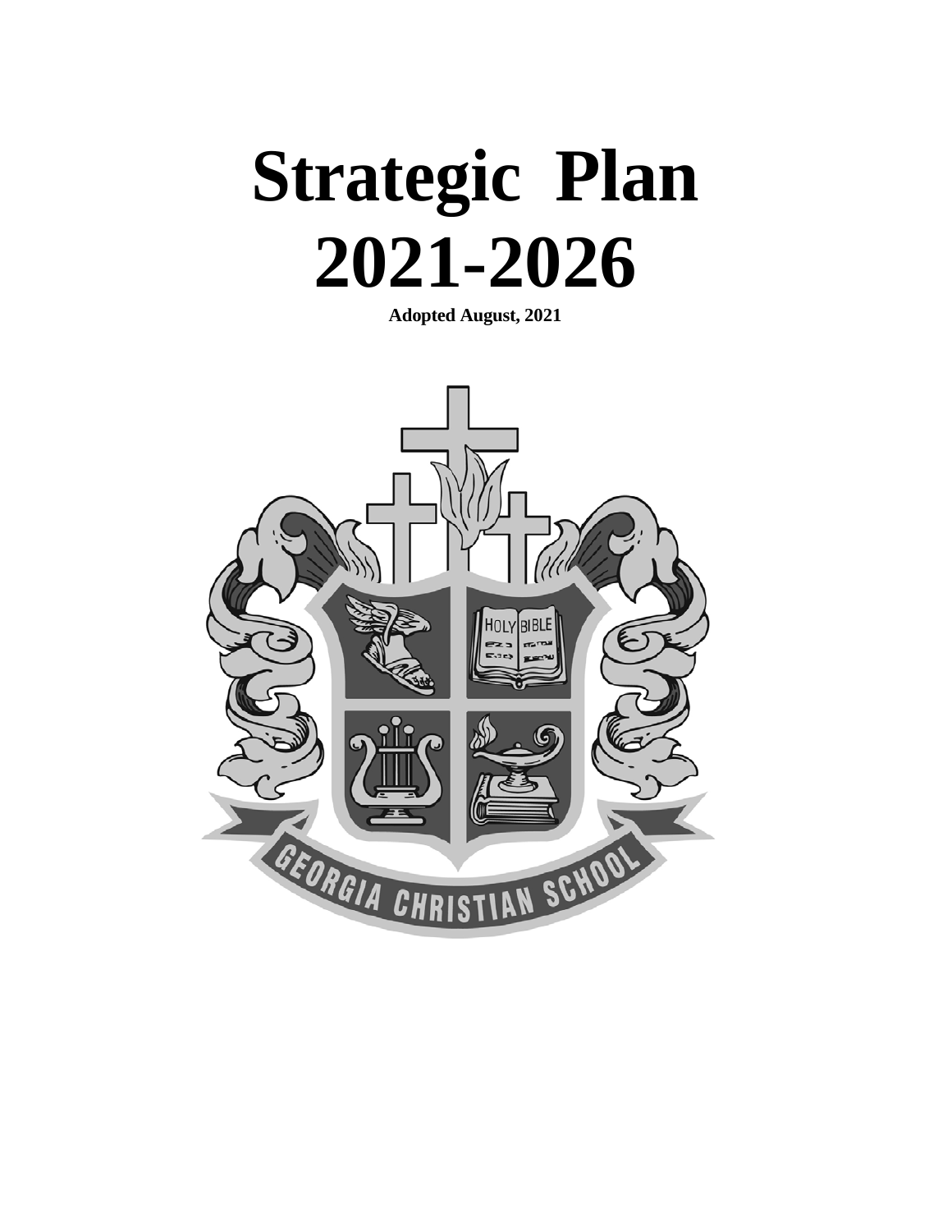# Strategic Plan 2021-2026

**Adopted August, 2021**

GEORGIA CHRISTIAN SCHOOL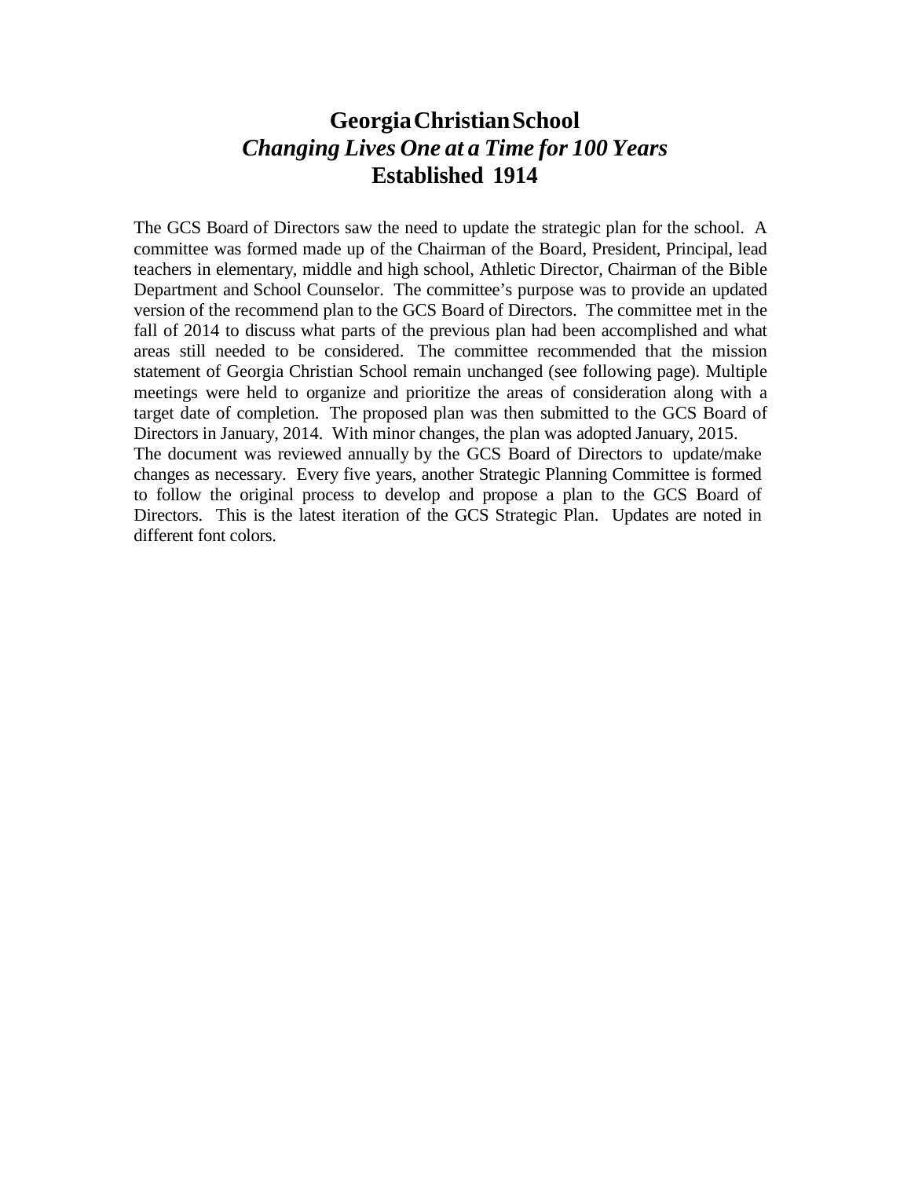# Georgia Christian School

## *Changing Lives One at a Time for 100 Years*

## Established 1914

The GCS Board of Directors saw the need to update the strategic plan for the school. A committee was formed made up of the Chairman of the Board, President, Principal, lead teachers in elementary, middle and high school, Athletic Director, Chairman of the Bible Department and School Counselor. The committee's purpose was to provide an updated version of the recommend plan to the GCS Board of Directors. The committee met in the fall of 2014 to discuss what parts of the previous plan had been accomplished and what areas still needed to be considered. The committee recommended that the mission statement of Georgia Christian School remain unchanged (see following page). Multiple meetings were held to organize and prioritize the areas of consideration along with a target date of completion. The proposed plan was then submitted to the GCS Board of Directors in January, 2014. With minor changes, the plan was adopted January, 2015.

The document was reviewed annually by the GCS Board of Directors to update/make changes as necessary. Every five years, another Strategic Planning Committee is formed to follow the original process to develop and propose a plan to the GCS Board of Directors. This is the latest iteration of the GCS Strategic Plan. Updates are noted in different font colors.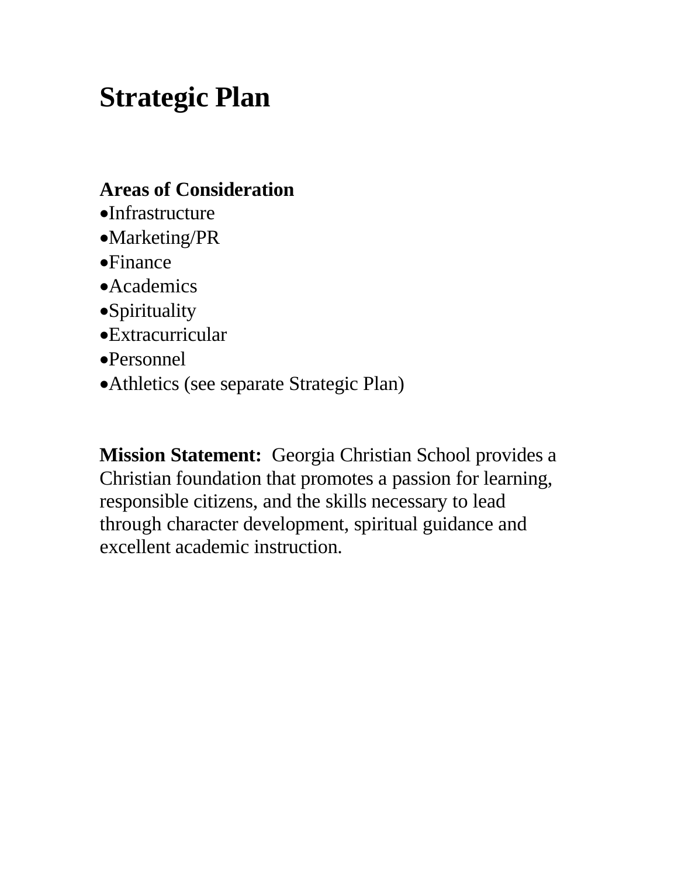# Strategic Plan

**Areas of Consideration**

- Infrastructure
- Marketing/PR
- Finance
- Academics
- Spirituality
- Extracurricular
- Personnel
- Athletics (see separate Strategic Plan)

**Mission Statement:** Georgia Christian School provides a Christian foundation that promotes a passion for learning, responsible citizens, and the skills necessary to lead through character development, spiritual guidance and excellent academic instruction.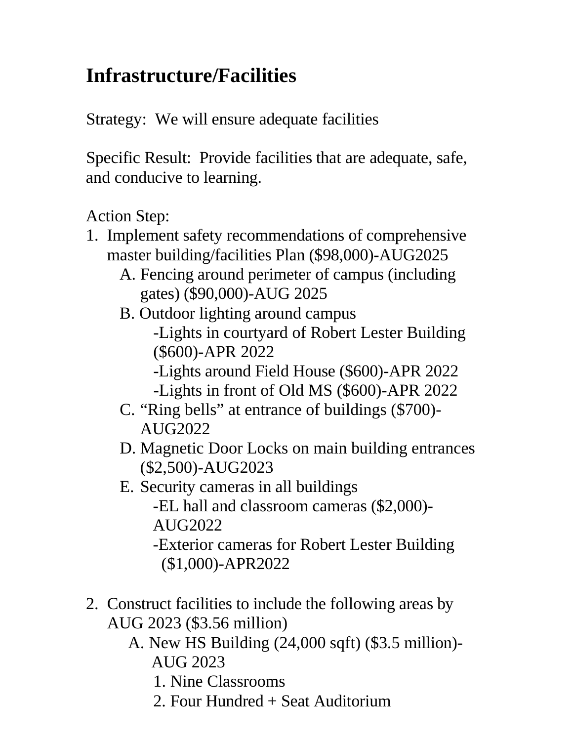# Infrastructure/Facilities

Strategy: We will ensure adequate facilities

Specific Result: Provide facilities that are adequate, safe, and conducive to learning.

Action Step:

1. Implement safety recommendations of comprehensive master building/facilities Plan ($98,000)-AUG2025
   - A. Fencing around perimeter of campus (including gates) ($90,000)-AUG 2025
   - B. Outdoor lighting around campus
     - -Lights in courtyard of Robert Lester Building ($600)-APR 2022
     - -Lights around Field House ($600)-APR 2022
     - -Lights in front of Old MS ($600)-APR 2022
   - C. "Ring bells" at entrance of buildings ($700)-AUG2022
   - D. Magnetic Door Locks on main building entrances ($2,500)-AUG2023
   - E. Security cameras in all buildings
     - -EL hall and classroom cameras ($2,000)-AUG2022
     - -Exterior cameras for Robert Lester Building ($1,000)-APR2022

2. Construct facilities to include the following areas by AUG 2023 ($3.56 million)
   - A. New HS Building (24,000 sqft) ($3.5 million)-AUG 2023
     1. Nine Classrooms
     2. Four Hundred + Seat Auditorium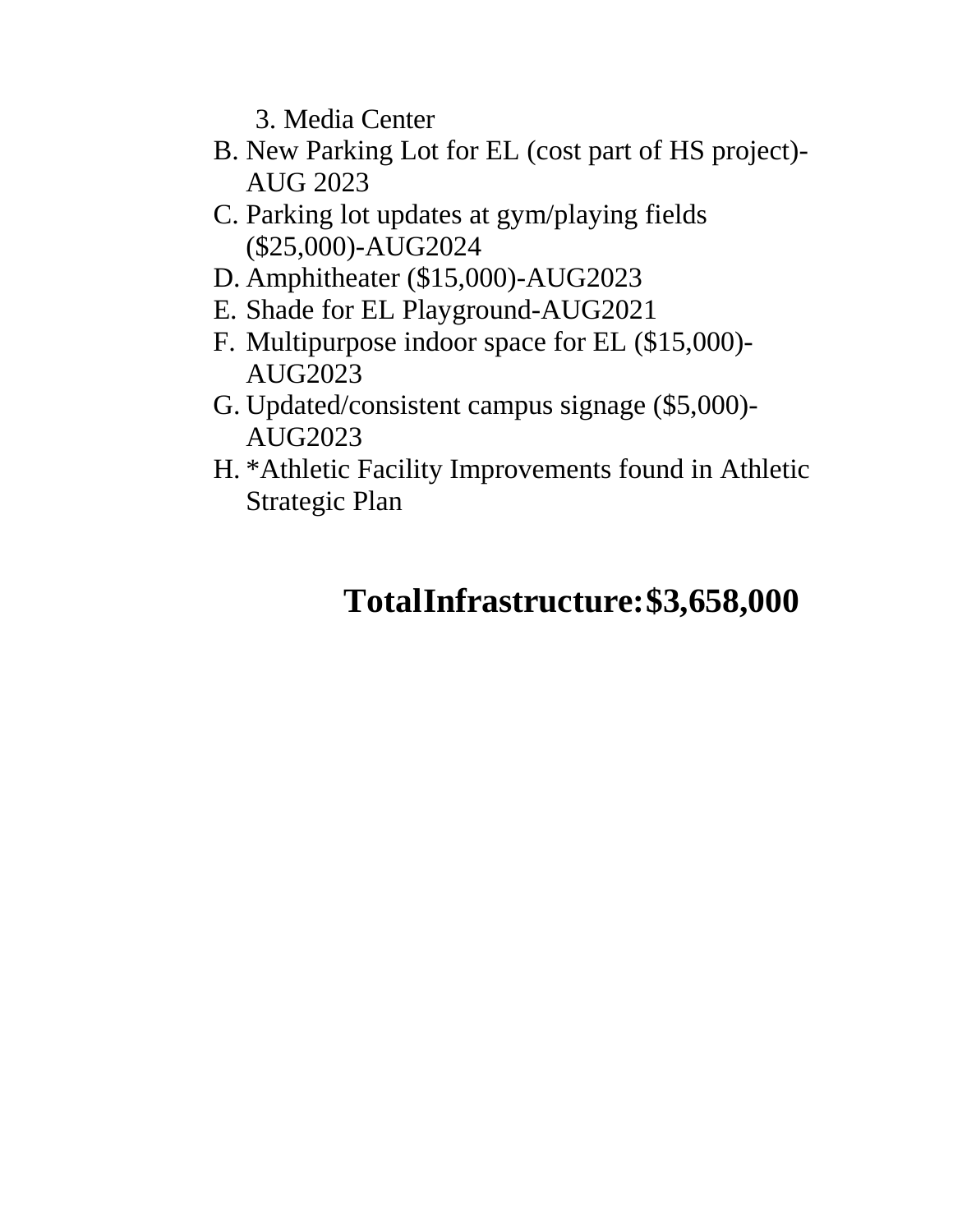3. Media Center

B. New Parking Lot for EL (cost part of HS project)-AUG 2023
C. Parking lot updates at gym/playing fields ($25,000)-AUG2024
D. Amphitheater ($15,000)-AUG2023
E. Shade for EL Playground-AUG2021
F. Multipurpose indoor space for EL ($15,000)-AUG2023
G. Updated/consistent campus signage ($5,000)-AUG2023
H. *Athletic Facility Improvements found in Athletic Strategic Plan

**TotalInfrastructure:$3,658,000**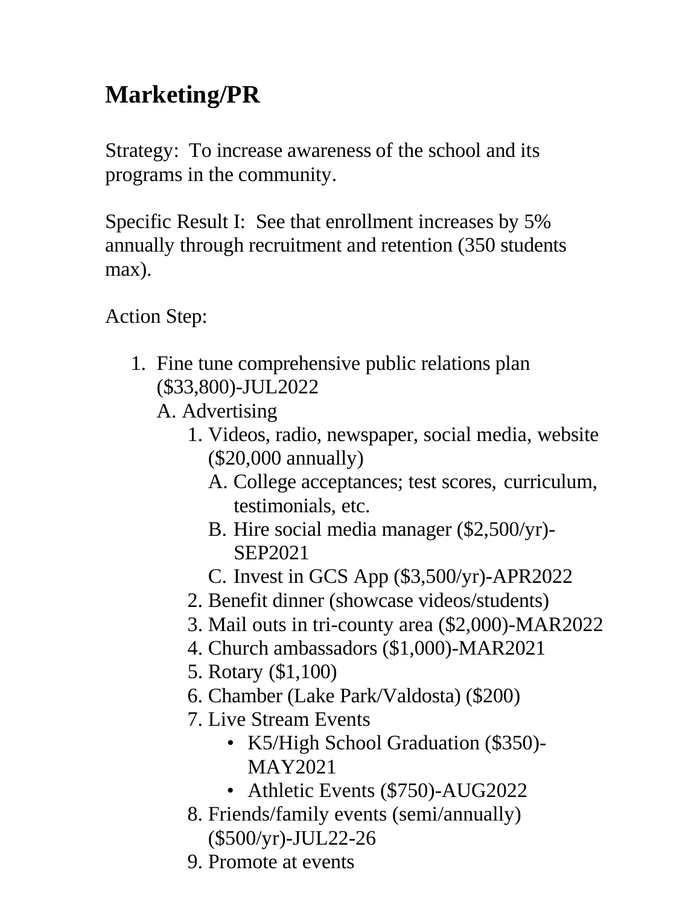# Marketing/PR

Strategy: To increase awareness of the school and its programs in the community.

Specific Result I: See that enrollment increases by 5% annually through recruitment and retention (350 students max).

Action Step:

1. Fine tune comprehensive public relations plan ($33,800)-JUL2022
   
   A. Advertising
      1. Videos, radio, newspaper, social media, website ($20,000 annually)
         
         A. College acceptances; test scores, curriculum, testimonials, etc.
         
         B. Hire social media manager ($2,500/yr)-SEP2021
         
         C. Invest in GCS App ($3,500/yr)-APR2022
      2. Benefit dinner (showcase videos/students)
      3. Mail outs in tri-county area ($2,000)-MAR2022
      4. Church ambassadors ($1,000)-MAR2021
      5. Rotary ($1,100)
      6. Chamber (Lake Park/Valdosta) ($200)
      7. Live Stream Events
         - K5/High School Graduation ($350)-MAY2021
         - Athletic Events ($750)-AUG2022
      8. Friends/family events (semi/annually) ($500/yr)-JUL22-26
      9. Promote at events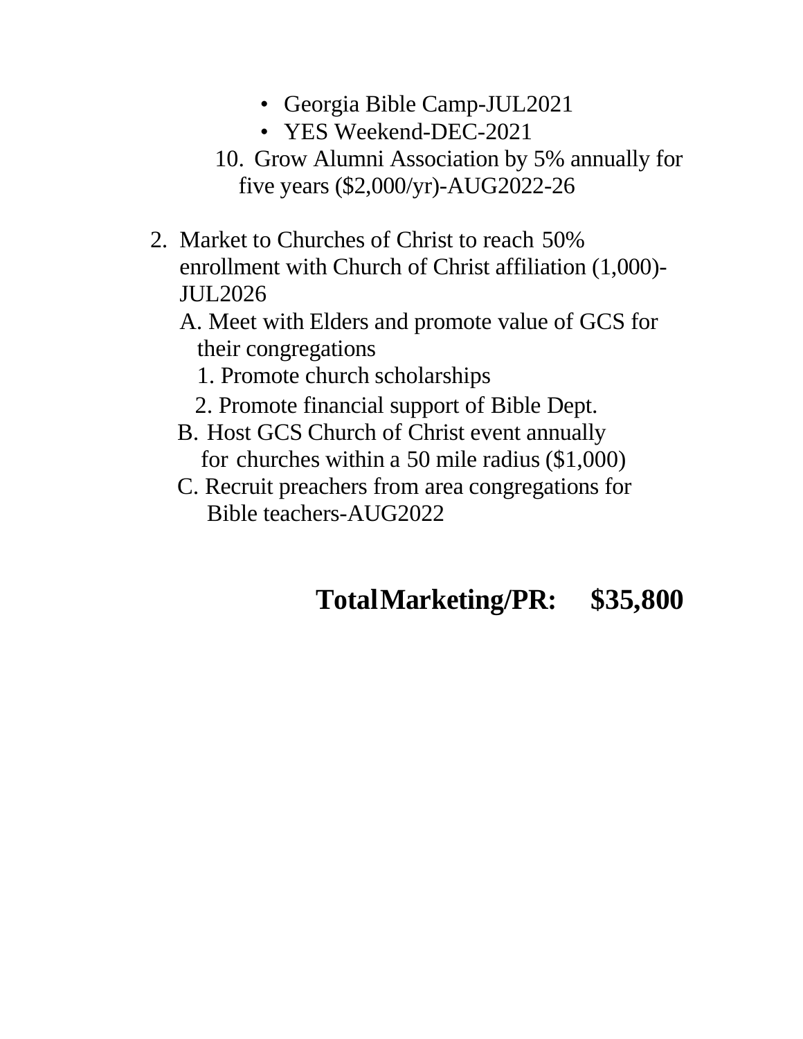- Georgia Bible Camp-JUL2021
- YES Weekend-DEC-2021

10. Grow Alumni Association by 5% annually for five years ($2,000/yr)-AUG2022-26

2. Market to Churches of Christ to reach 50% enrollment with Church of Christ affiliation (1,000)-JUL2026
   A. Meet with Elders and promote value of GCS for their congregations
      1. Promote church scholarships
      2. Promote financial support of Bible Dept.
   B. Host GCS Church of Christ event annually for churches within a 50 mile radius ($1,000)
   C. Recruit preachers from area congregations for Bible teachers-AUG2022

**Total Marketing/PR: $35,800**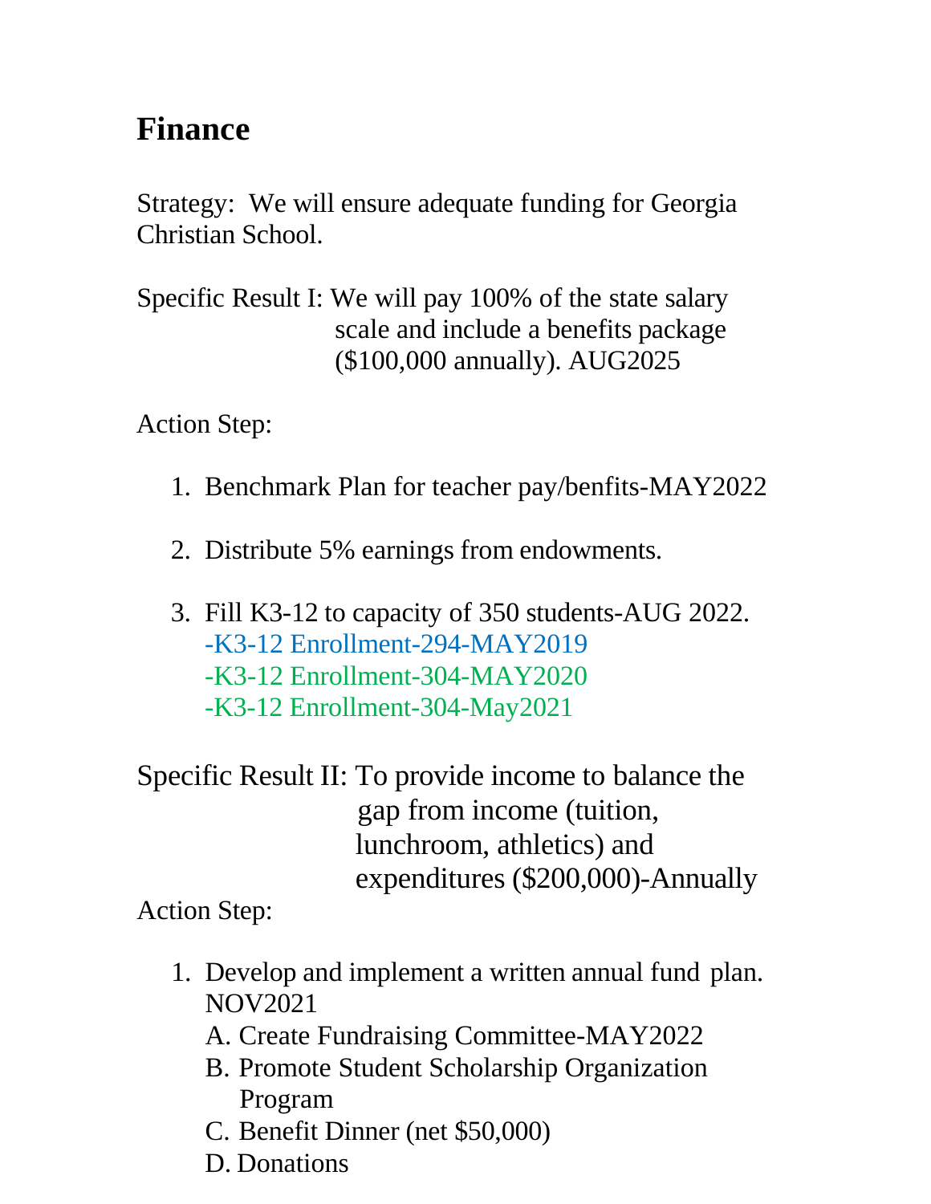# Finance

Strategy: We will ensure adequate funding for Georgia Christian School.

Specific Result I: We will pay 100% of the state salary scale and include a benefits package ($100,000 annually). AUG2025

Action Step:

1. Benchmark Plan for teacher pay/benfits-MAY2022

2. Distribute 5% earnings from endowments.

3. Fill K3-12 to capacity of 350 students-AUG 2022.
   -K3-12 Enrollment-294-MAY2019
   -K3-12 Enrollment-304-MAY2020
   -K3-12 Enrollment-304-May2021

Specific Result II: To provide income to balance the gap from income (tuition, lunchroom, athletics) and expenditures ($200,000)-Annually

Action Step:

1. Develop and implement a written annual fund plan. NOV2021
   A. Create Fundraising Committee-MAY2022
   B. Promote Student Scholarship Organization Program
   C. Benefit Dinner (net $50,000)
   D. Donations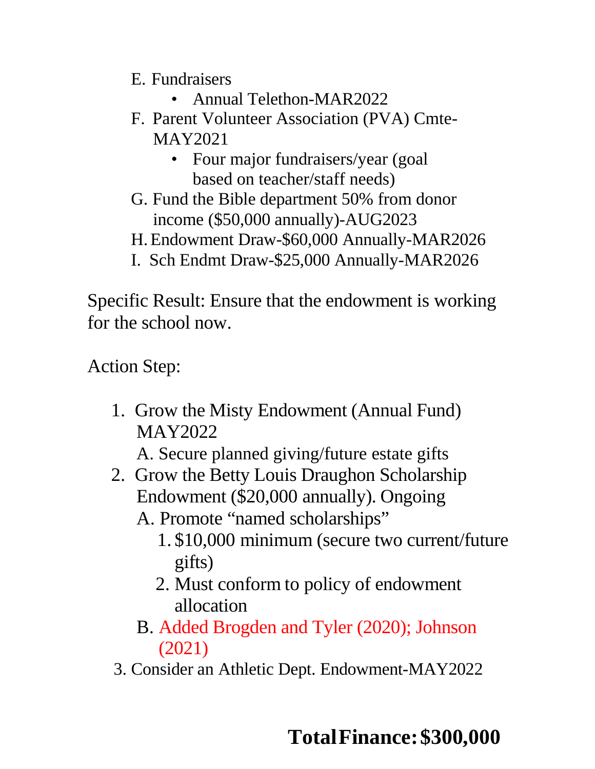E. Fundraisers
   - Annual Telethon-MAR2022

F. Parent Volunteer Association (PVA) Cmte-MAY2021
   - Four major fundraisers/year (goal based on teacher/staff needs)

G. Fund the Bible department 50% from donor income ($50,000 annually)-AUG2023

H. Endowment Draw-$60,000 Annually-MAR2026

I. Sch Endmt Draw-$25,000 Annually-MAR2026

Specific Result: Ensure that the endowment is working for the school now.

Action Step:

1. Grow the Misty Endowment (Annual Fund) MAY2022
   A. Secure planned giving/future estate gifts
2. Grow the Betty Louis Draughon Scholarship Endowment ($20,000 annually). Ongoing
   A. Promote "named scholarships"
      1. $10,000 minimum (secure two current/future gifts)
      2. Must conform to policy of endowment allocation

   B. Added Brogden and Tyler (2020); Johnson (2021)
3. Consider an Athletic Dept. Endowment-MAY2022

**Total Finance: $300,000**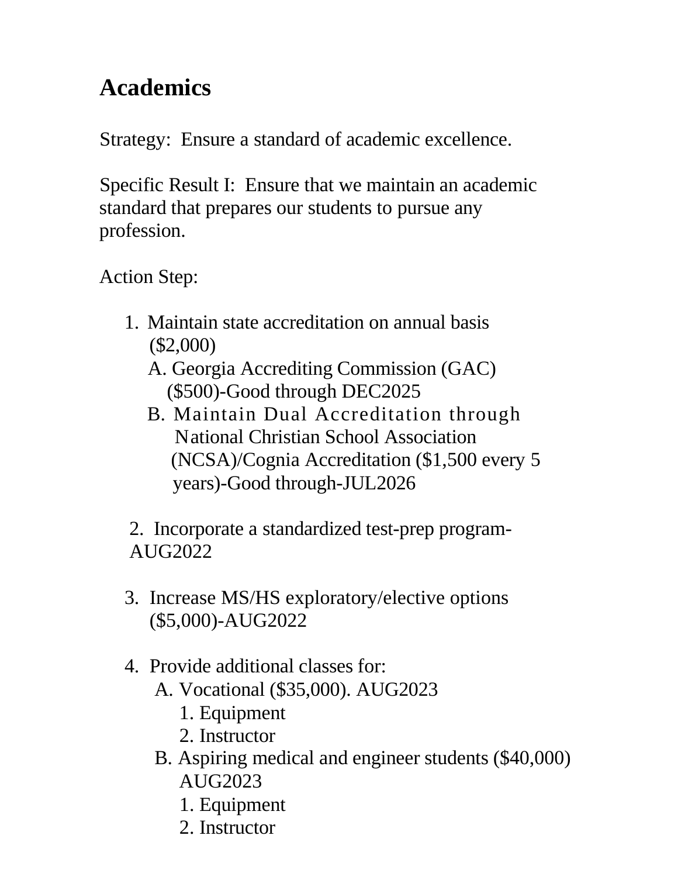## Academics

Strategy: Ensure a standard of academic excellence.

Specific Result I: Ensure that we maintain an academic standard that prepares our students to pursue any profession.

Action Step:

1. Maintain state accreditation on annual basis ($2,000)
   - A. Georgia Accrediting Commission (GAC) ($500)-Good through DEC2025
   - B. Maintain Dual Accreditation through National Christian School Association (NCSA)/Cognia Accreditation ($1,500 every 5 years)-Good through-JUL2026

2. Incorporate a standardized test-prep program-AUG2022

3. Increase MS/HS exploratory/elective options ($5,000)-AUG2022

4. Provide additional classes for:
   - A. Vocational ($35,000). AUG2023
     1. Equipment
     2. Instructor
   - B. Aspiring medical and engineer students ($40,000) AUG2023
     1. Equipment
     2. Instructor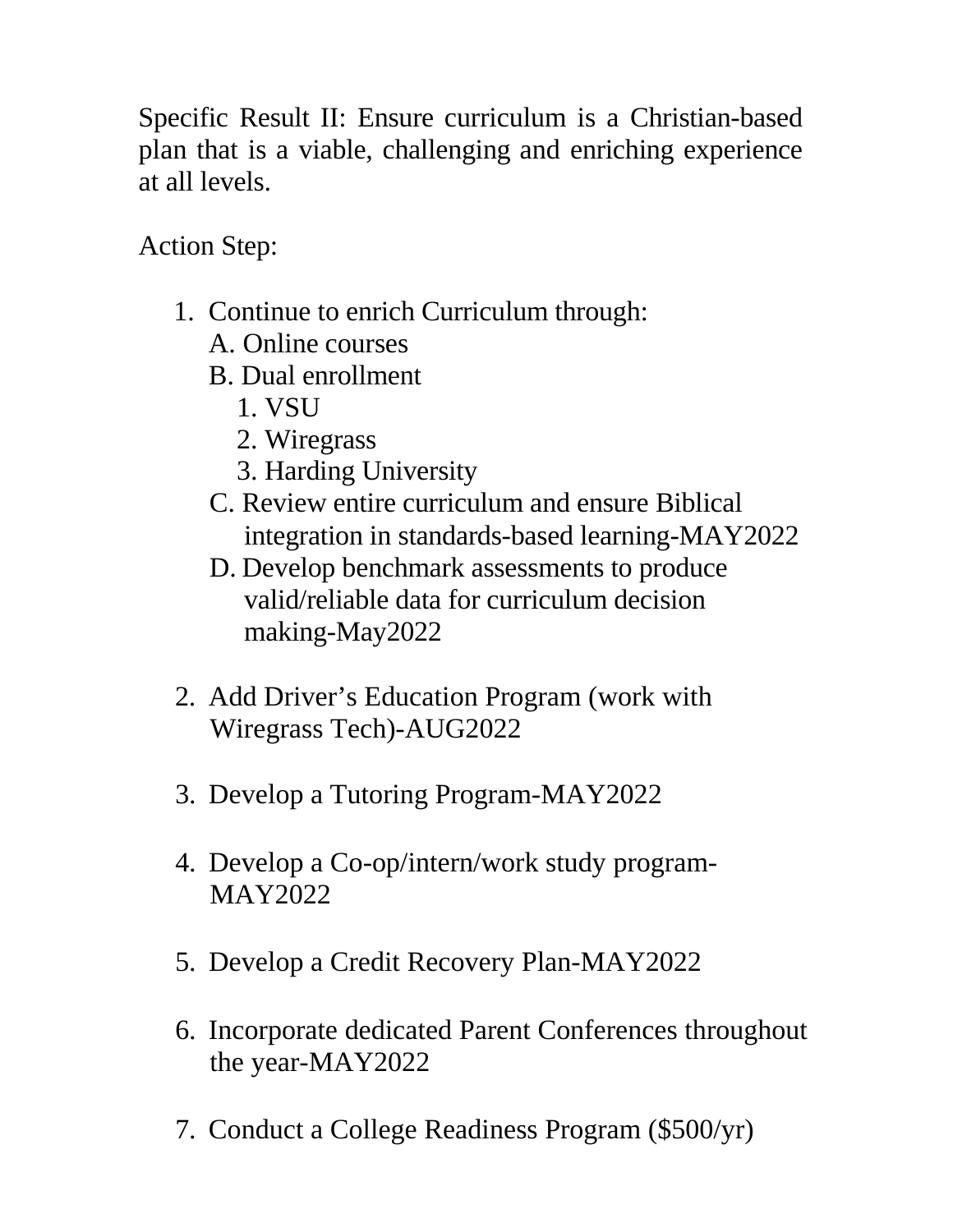Specific Result II: Ensure curriculum is a Christian-based plan that is a viable, challenging and enriching experience at all levels.

Action Step:

1. Continue to enrich Curriculum through:
   A. Online courses
   B. Dual enrollment
      1. VSU
      2. Wiregrass
      3. Harding University
   C. Review entire curriculum and ensure Biblical integration in standards-based learning-MAY2022
   D. Develop benchmark assessments to produce valid/reliable data for curriculum decision making-May2022

2. Add Driver's Education Program (work with Wiregrass Tech)-AUG2022

3. Develop a Tutoring Program-MAY2022

4. Develop a Co-op/intern/work study program-MAY2022

5. Develop a Credit Recovery Plan-MAY2022

6. Incorporate dedicated Parent Conferences throughout the year-MAY2022

7. Conduct a College Readiness Program ($500/yr)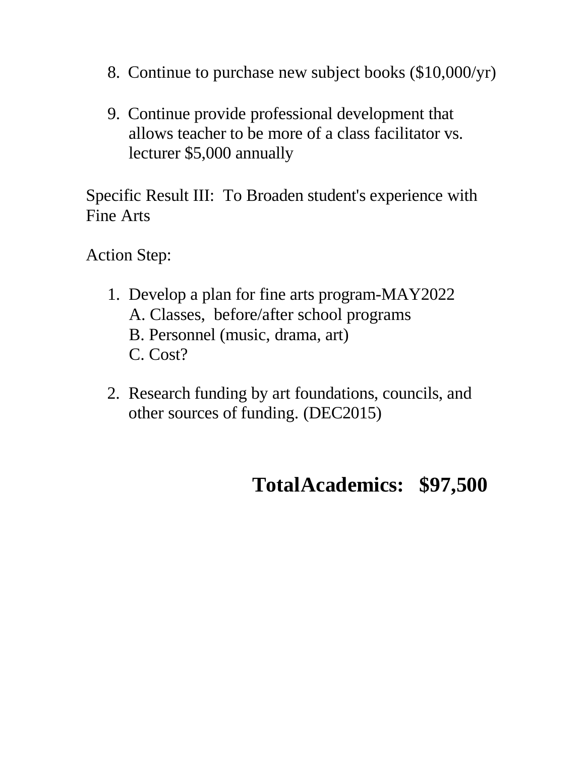8. Continue to purchase new subject books ($10,000/yr)

9. Continue provide professional development that allows teacher to be more of a class facilitator vs. lecturer $5,000 annually

Specific Result III: To Broaden student's experience with Fine Arts

Action Step:

1. Develop a plan for fine arts program-MAY2022
   A. Classes, before/after school programs
   B. Personnel (music, drama, art)
   C. Cost?

2. Research funding by art foundations, councils, and other sources of funding. (DEC2015)

**TotalAcademics: $97,500**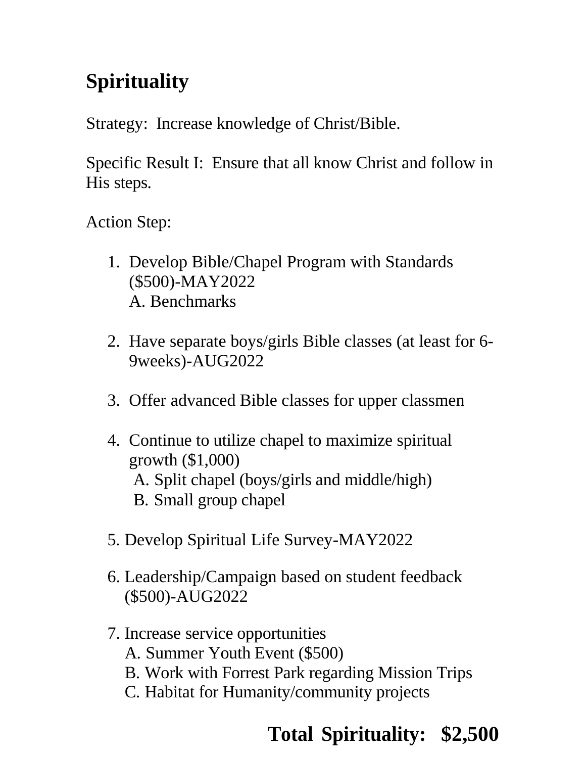# Spirituality

Strategy: Increase knowledge of Christ/Bible.

Specific Result I: Ensure that all know Christ and follow in His steps.

Action Step:

1. Develop Bible/Chapel Program with Standards ($500)-MAY2022
   A. Benchmarks

2. Have separate boys/girls Bible classes (at least for 6-9weeks)-AUG2022

3. Offer advanced Bible classes for upper classmen

4. Continue to utilize chapel to maximize spiritual growth ($1,000)
   A. Split chapel (boys/girls and middle/high)
   B. Small group chapel

5. Develop Spiritual Life Survey-MAY2022

6. Leadership/Campaign based on student feedback ($500)-AUG2022

7. Increase service opportunities
   A. Summer Youth Event ($500)
   B. Work with Forrest Park regarding Mission Trips
   C. Habitat for Humanity/community projects

**Total Spirituality: $2,500**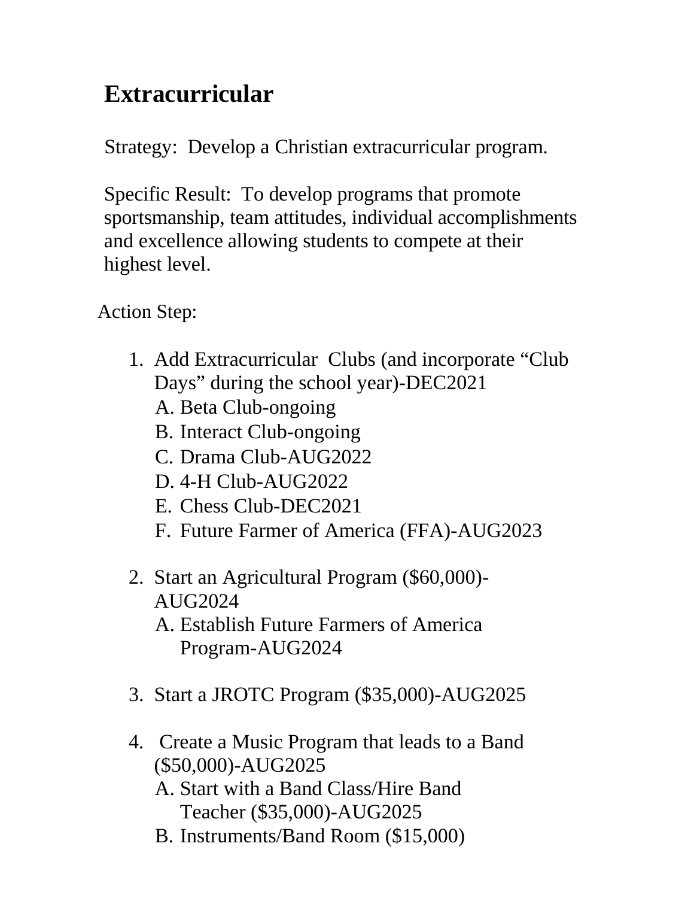# Extracurricular

Strategy: Develop a Christian extracurricular program.

Specific Result: To develop programs that promote sportsmanship, team attitudes, individual accomplishments and excellence allowing students to compete at their highest level.

Action Step:

1. Add Extracurricular Clubs (and incorporate "Club Days" during the school year)-DEC2021
   A. Beta Club-ongoing
   B. Interact Club-ongoing
   C. Drama Club-AUG2022
   D. 4-H Club-AUG2022
   E. Chess Club-DEC2021
   F. Future Farmer of America (FFA)-AUG2023

2. Start an Agricultural Program ($60,000)-AUG2024
   A. Establish Future Farmers of America Program-AUG2024

3. Start a JROTC Program ($35,000)-AUG2025

4. Create a Music Program that leads to a Band ($50,000)-AUG2025
   A. Start with a Band Class/Hire Band Teacher ($35,000)-AUG2025
   B. Instruments/Band Room ($15,000)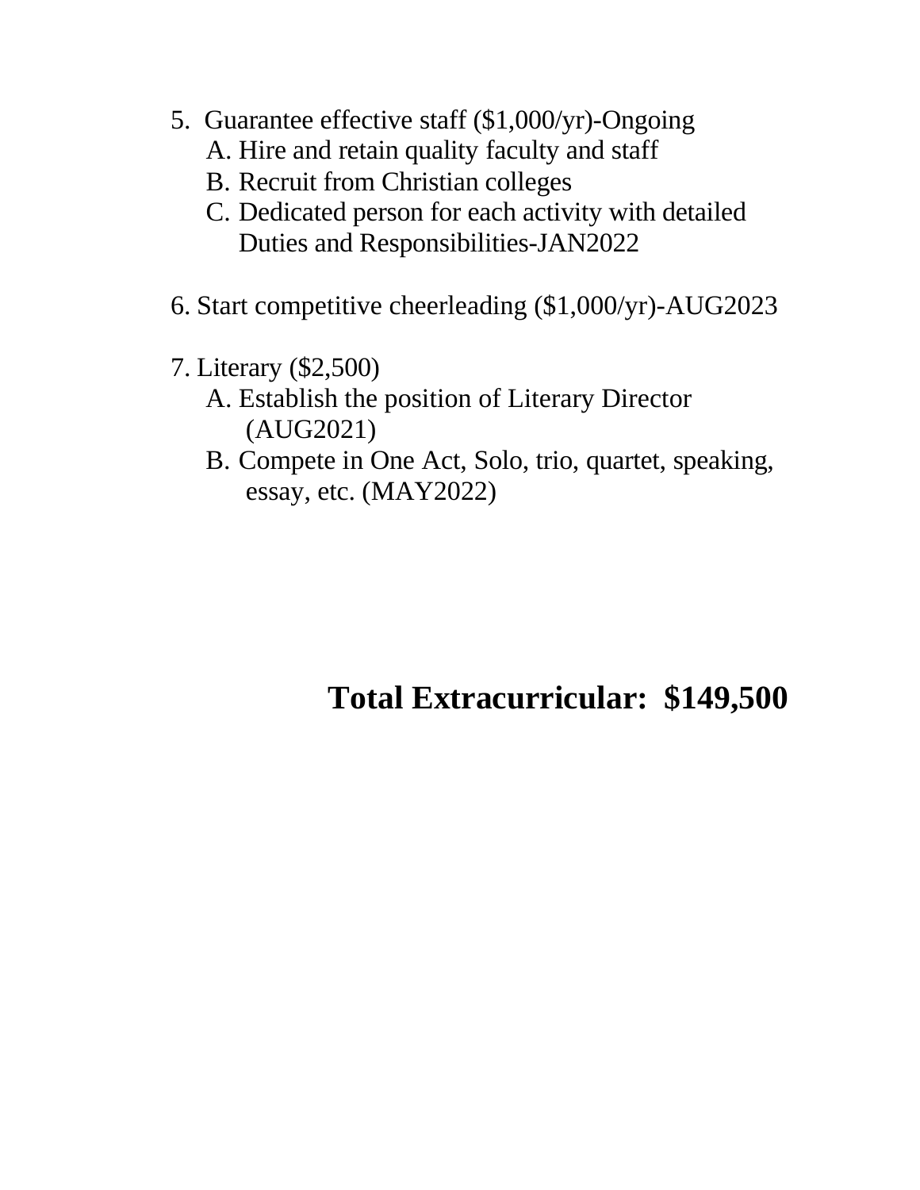5. Guarantee effective staff ($1,000/yr)-Ongoing
    A. Hire and retain quality faculty and staff
    B. Recruit from Christian colleges
    C. Dedicated person for each activity with detailed Duties and Responsibilities-JAN2022

6. Start competitive cheerleading ($1,000/yr)-AUG2023

7. Literary ($2,500)
    A. Establish the position of Literary Director (AUG2021)
    B. Compete in One Act, Solo, trio, quartet, speaking, essay, etc. (MAY2022)

**Total Extracurricular: $149,500**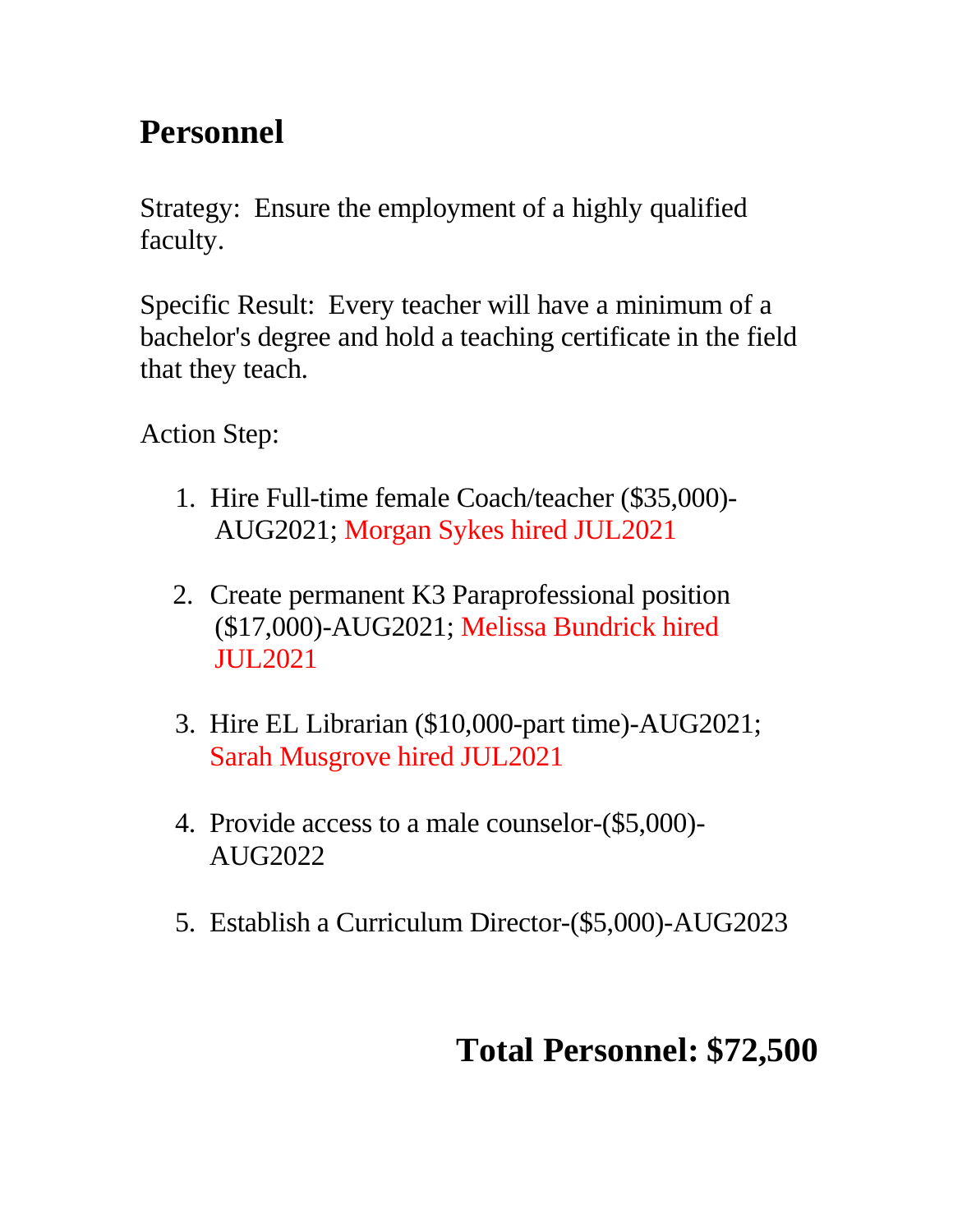# Personnel

Strategy: Ensure the employment of a highly qualified faculty.

Specific Result: Every teacher will have a minimum of a bachelor's degree and hold a teaching certificate in the field that they teach.

Action Step:

1. Hire Full-time female Coach/teacher ($35,000)-AUG2021; Morgan Sykes hired JUL2021

2. Create permanent K3 Paraprofessional position ($17,000)-AUG2021; Melissa Bundrick hired JUL2021

3. Hire EL Librarian ($10,000-part time)-AUG2021; Sarah Musgrove hired JUL2021

4. Provide access to a male counselor-($5,000)-AUG2022

5. Establish a Curriculum Director-($5,000)-AUG2023

**Total Personnel: $72,500**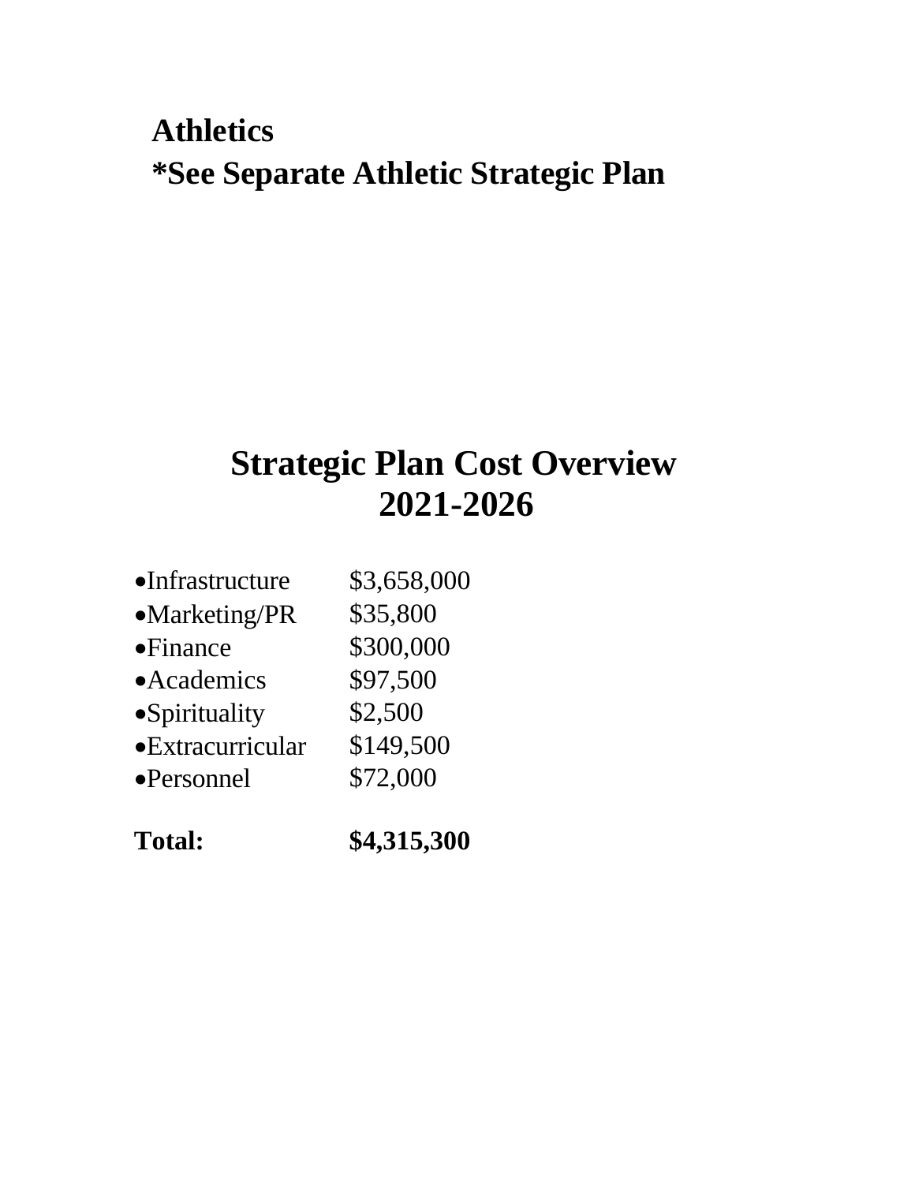## Athletics
## *See Separate Athletic Strategic Plan

# Strategic Plan Cost Overview 2021-2026

| | |
|---|---|
| •Infrastructure | \$3,658,000 |
| •Marketing/PR | \$35,800 |
| •Finance | \$300,000 |
| •Academics | \$97,500 |
| •Spirituality | \$2,500 |
| •Extracurricular | \$149,500 |
| •Personnel | \$72,000 |
| **Total:** | **\$4,315,300** |